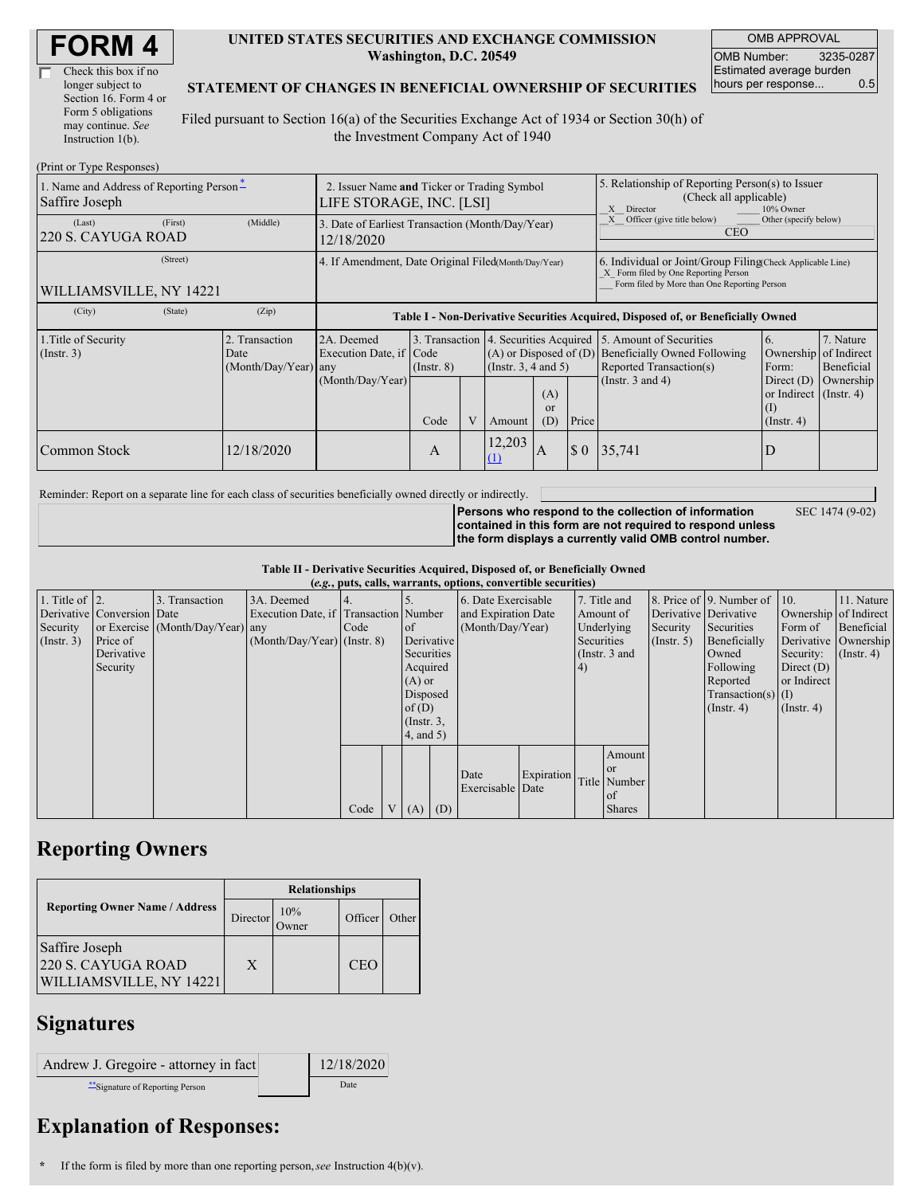# FORM 4

☐ Check this box if no longer subject to Section 16. Form 4 or Form 5 obligations may continue. *See* Instruction 1(b).

**UNITED STATES SECURITIES AND EXCHANGE COMMISSION**
**Washington, D.C. 20549**

**STATEMENT OF CHANGES IN BENEFICIAL OWNERSHIP OF SECURITIES**

Filed pursuant to Section 16(a) of the Securities Exchange Act of 1934 or Section 30(h) of the Investment Company Act of 1940

| OMB APPROVAL | |
|---|---|
| OMB Number: | 3235-0287 |
| Estimated average burden hours per response... | 0.5 |

(Print or Type Responses)

| 1. Name and Address of Reporting Person * | 2. Issuer Name and Ticker or Trading Symbol | 5. Relationship of Reporting Person(s) to Issuer (Check all applicable) |
|---|---|---|
| Saffire Joseph | LIFE STORAGE, INC. [LSI] | _X_ Director ___ 10% Owner |
| (Last) (First) (Middle) | 3. Date of Earliest Transaction (Month/Day/Year) | _X_ Officer (give title below) ___ Other (specify below) |
| 220 S. CAYUGA ROAD | 12/18/2020 | CEO |
| (Street) | 4. If Amendment, Date Original Filed (Month/Day/Year) | 6. Individual or Joint/Group Filing (Check Applicable Line) |
| WILLIAMSVILLE, NY 14221 | | _X_ Form filed by One Reporting Person ___ Form filed by More than One Reporting Person |
| (City) (State) (Zip) | | |

**Table I - Non-Derivative Securities Acquired, Disposed of, or Beneficially Owned**

| 1.Title of Security (Instr. 3) | 2. Transaction Date (Month/Day/Year) | 2A. Deemed Execution Date, if any (Month/Day/Year) | 3. Transaction Code (Instr. 8) | | 4. Securities Acquired (A) or Disposed of (D) (Instr. 3, 4 and 5) | | | 5. Amount of Securities Beneficially Owned Following Reported Transaction(s) (Instr. 3 and 4) | 6. Ownership Form: Direct (D) or Indirect (I) (Instr. 4) | 7. Nature of Indirect Beneficial Ownership (Instr. 4) |
|---|---|---|---|---|---|---|---|---|---|---|
| | | | Code | V | Amount | (A) or (D) | Price | | | |
| Common Stock | 12/18/2020 | | A | | 12,203 (1) | A | $ 0 | 35,741 | D | |

Reminder: Report on a separate line for each class of securities beneficially owned directly or indirectly.

**Persons who respond to the collection of information contained in this form are not required to respond unless the form displays a currently valid OMB control number.** SEC 1474 (9-02)

**Table II - Derivative Securities Acquired, Disposed of, or Beneficially Owned**
**(*e.g.*, puts, calls, warrants, options, convertible securities)**

| 1. Title of Derivative Security (Instr. 3) | 2. Conversion or Exercise Price of Derivative Security | 3. Transaction Date (Month/Day/Year) | 3A. Deemed Execution Date, if any (Month/Day/Year) | 4. Transaction Code (Instr. 8) | | 5. Number of Derivative Securities Acquired (A) or Disposed of (D) (Instr. 3, 4, and 5) | | 6. Date Exercisable and Expiration Date (Month/Day/Year) | | 7. Title and Amount of Underlying Securities (Instr. 3 and 4) | | 8. Price of Derivative Security (Instr. 5) | 9. Number of Derivative Securities Beneficially Owned Following Reported Transaction(s) (Instr. 4) | 10. Ownership Form of Derivative Security: Direct (D) or Indirect (I) (Instr. 4) | 11. Nature of Indirect Beneficial Ownership (Instr. 4) |
|---|---|---|---|---|---|---|---|---|---|---|---|---|---|---|---|
| | | | | Code | V | (A) | (D) | Date Exercisable | Expiration Date | Title | Amount or Number of Shares | | | | |

## Reporting Owners

| Reporting Owner Name / Address | Relationships | | | |
|---|---|---|---|---|
| | Director | 10% Owner | Officer | Other |
| Saffire Joseph<br>220 S. CAYUGA ROAD<br>WILLIAMSVILLE, NY 14221 | X | | CEO | |

## Signatures

| Andrew J. Gregoire - attorney in fact | 12/18/2020 |
|---|---|
| ** Signature of Reporting Person | Date |

## Explanation of Responses:

\* If the form is filed by more than one reporting person, *see* Instruction 4(b)(v).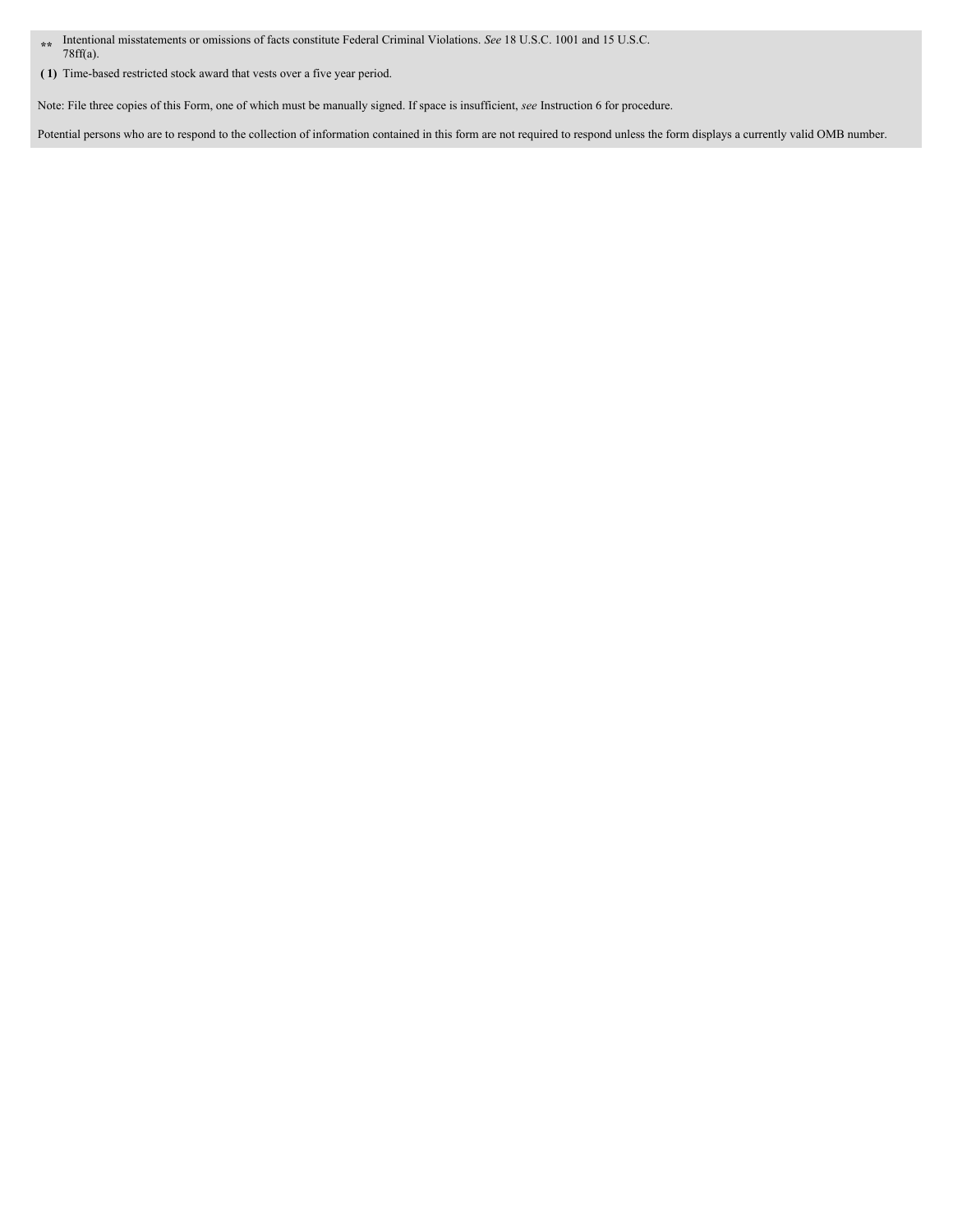** Intentional misstatements or omissions of facts constitute Federal Criminal Violations. *See* 18 U.S.C. 1001 and 15 U.S.C. 78ff(a).

**( 1)** Time-based restricted stock award that vests over a five year period.

Note: File three copies of this Form, one of which must be manually signed. If space is insufficient, *see* Instruction 6 for procedure.

Potential persons who are to respond to the collection of information contained in this form are not required to respond unless the form displays a currently valid OMB number.